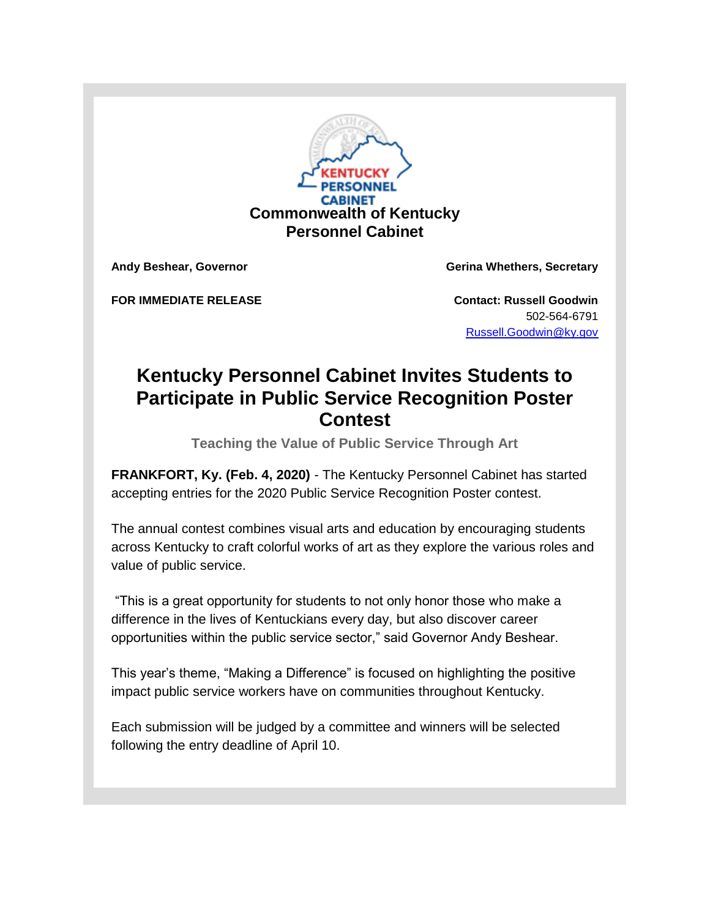KENTUCKY PERSONNEL CABINET

**Commonwealth of Kentucky**
**Personnel Cabinet**

**Andy Beshear, Governor**

**Gerina Whethers, Secretary**

**FOR IMMEDIATE RELEASE**

**Contact: Russell Goodwin**
502-564-6791
Russell.Goodwin@ky.gov

# Kentucky Personnel Cabinet Invites Students to Participate in Public Service Recognition Poster Contest

### Teaching the Value of Public Service Through Art

**FRANKFORT, Ky. (Feb. 4, 2020)** - The Kentucky Personnel Cabinet has started accepting entries for the 2020 Public Service Recognition Poster contest.

The annual contest combines visual arts and education by encouraging students across Kentucky to craft colorful works of art as they explore the various roles and value of public service.

"This is a great opportunity for students to not only honor those who make a difference in the lives of Kentuckians every day, but also discover career opportunities within the public service sector," said Governor Andy Beshear.

This year's theme, "Making a Difference" is focused on highlighting the positive impact public service workers have on communities throughout Kentucky.

Each submission will be judged by a committee and winners will be selected following the entry deadline of April 10.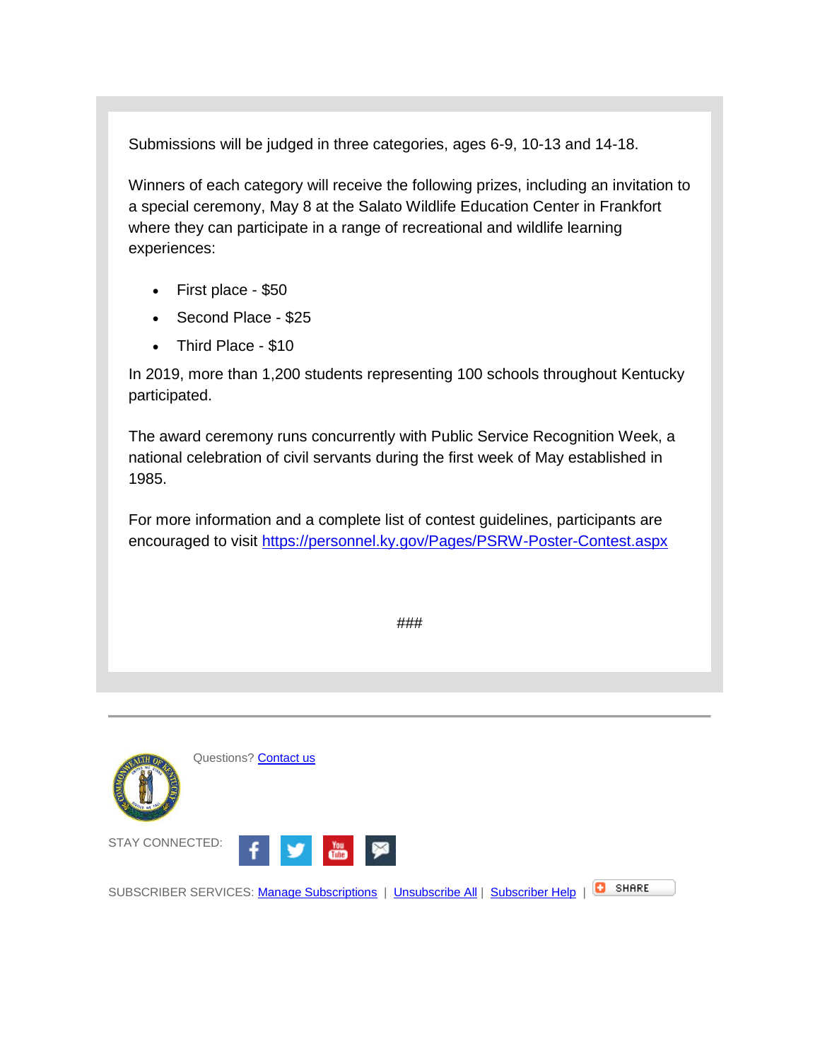Submissions will be judged in three categories, ages 6-9, 10-13 and 14-18.

Winners of each category will receive the following prizes, including an invitation to a special ceremony, May 8 at the Salato Wildlife Education Center in Frankfort where they can participate in a range of recreational and wildlife learning experiences:

- First place - $50
- Second Place - $25
- Third Place - $10

In 2019, more than 1,200 students representing 100 schools throughout Kentucky participated.

The award ceremony runs concurrently with Public Service Recognition Week, a national celebration of civil servants during the first week of May established in 1985.

For more information and a complete list of contest guidelines, participants are encouraged to visit https://personnel.ky.gov/Pages/PSRW-Poster-Contest.aspx

###

---

Questions? Contact us

STAY CONNECTED:

SUBSCRIBER SERVICES: Manage Subscriptions | Unsubscribe All | Subscriber Help | SHARE